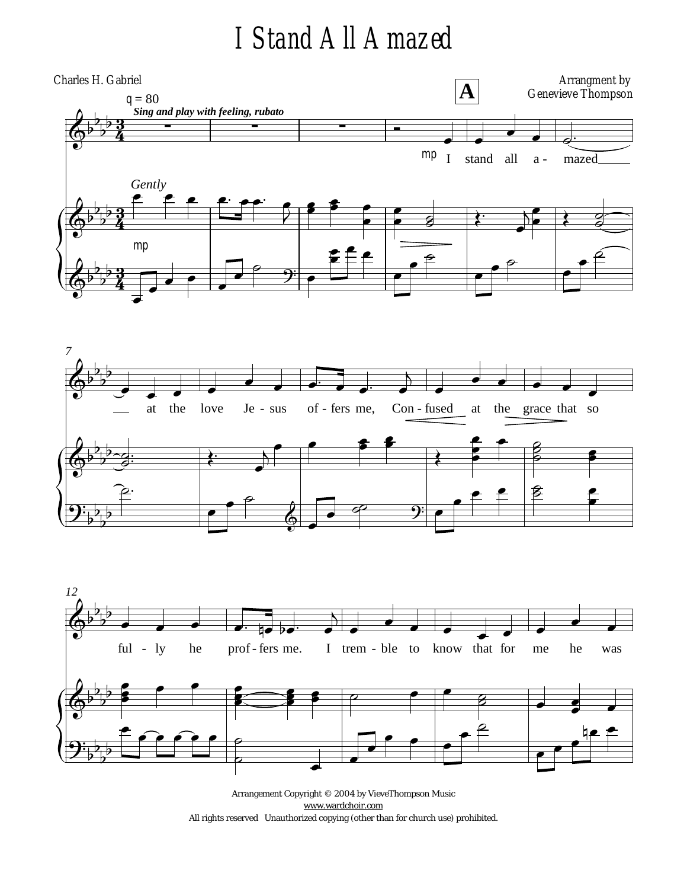# I Stand All Amazed

Charles H. Gabriel

Arrangment by
Genevieve Thompson

q = 80

*Sing and play with feeling, rubato*

**A**

*Gently*

mp

I stand all a - mazed at the love Je - sus of - fers me, Con - fused at the grace that so ful - ly he prof - fers me. I trem - ble to know that for me he was

Arrangement Copyright © 2004 by VieveThompson Music
www.wardchoir.com
All rights reserved Unauthorized copying (other than for church use) prohibited.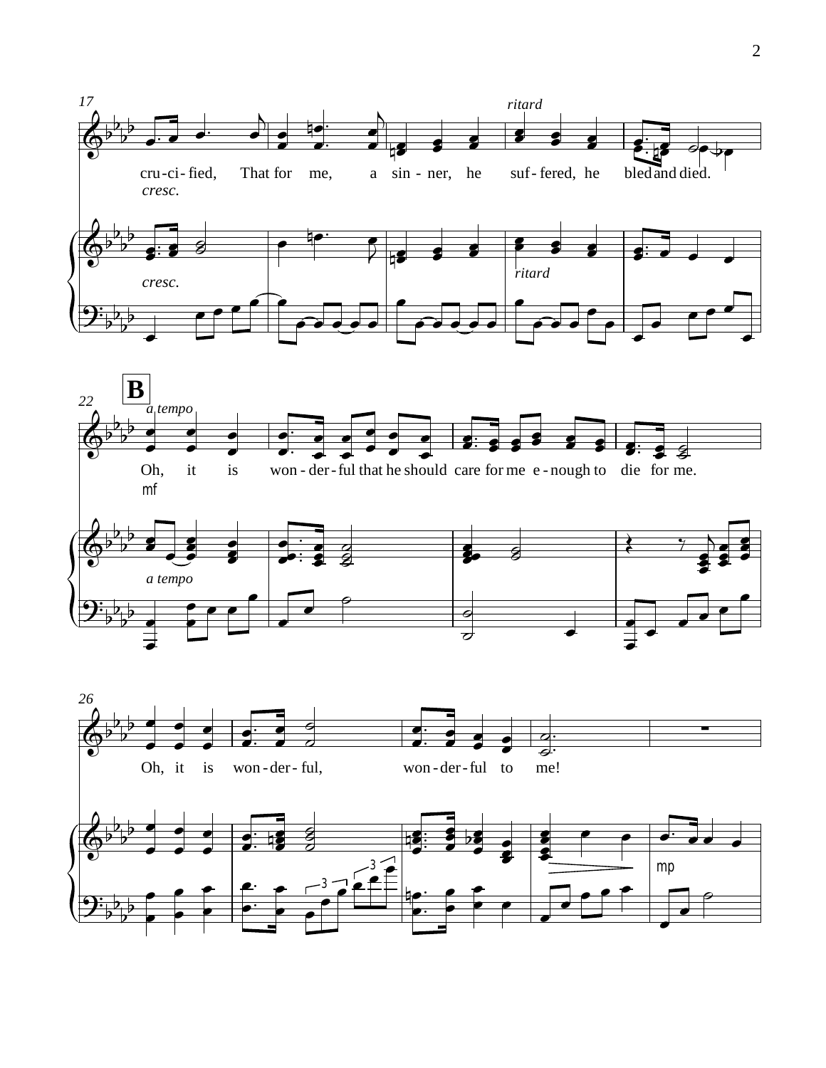17

*ritard*

cru-ci-fied, That for me, a sin-ner, he suf-fered, he bled and died.

*cresc.*

*cresc.*

*ritard*

**B**

22

*a tempo*

Oh, it is won-der-ful that he should care for me e-nough to die for me.

mf

*a tempo*

26

Oh, it is won-der-ful, won-der-ful to me!

mp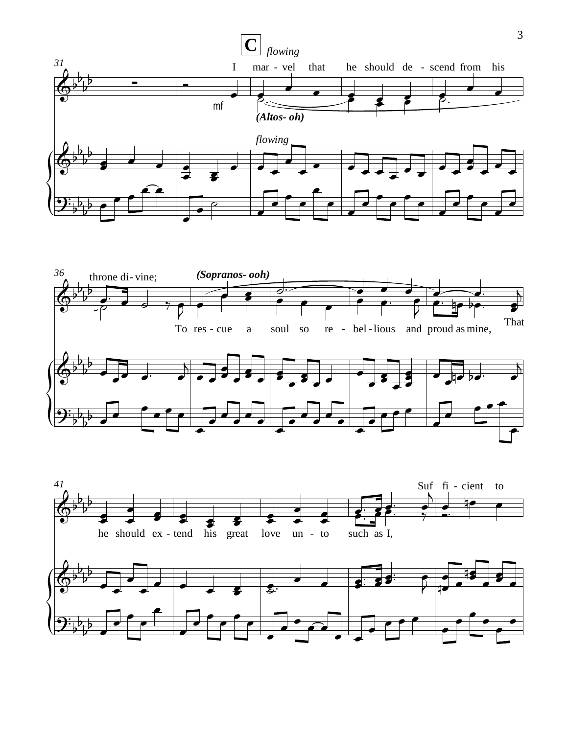**C** *flowing*

31

I mar - vel that he should de - scend from his

mf

*(Altos- oh)*

*flowing*

36

throne di - vine;

*(Sopranos- ooh)*

To res - cue a soul so re - bel - lious and proud as mine,

That

41

Suf fi - cient to

he should ex - tend his great love un - to such as I,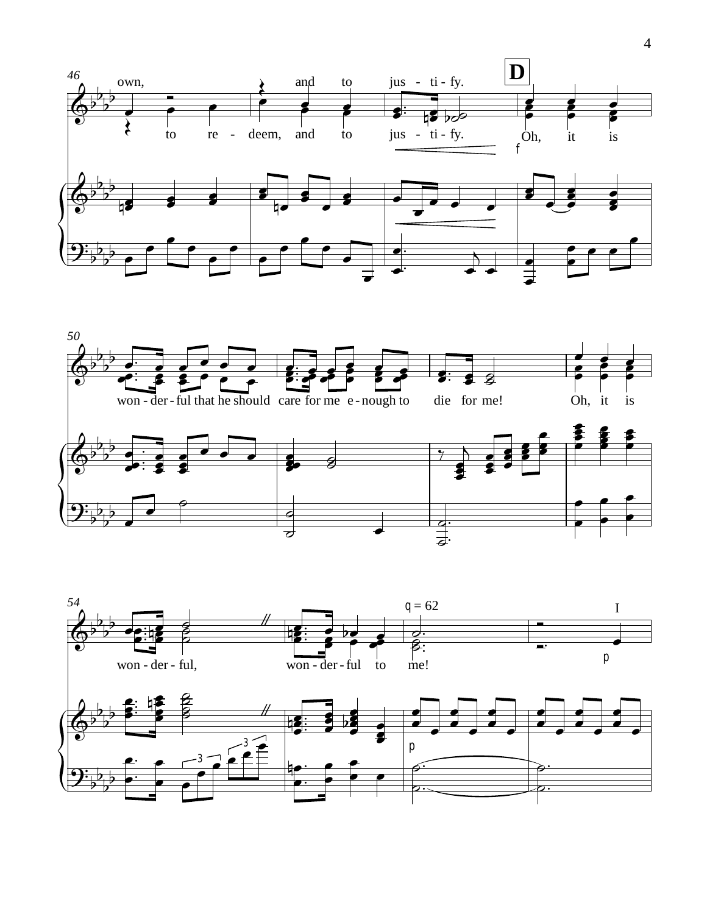46

own, and to jus - ti - fy.

to re - deem, and to jus - ti - fy.

**D**

Oh, it is

f

50

won - der - ful that he should care for me e - nough to die for me!

Oh, it is

54

won - der - ful, won - der - ful to me!

q = 62

I

p

p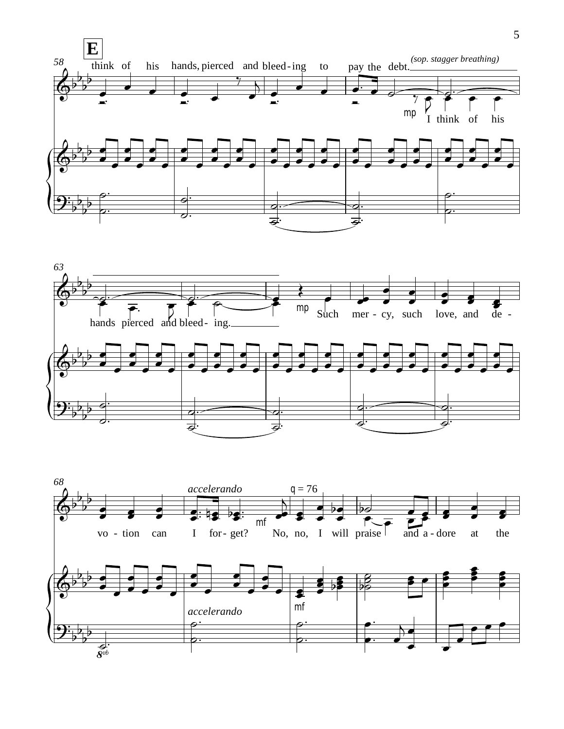**E**

58

think of his hands, pierced and bleed-ing to pay the debt.

*(sop. stagger breathing)*

mp I think of his

63

hands pierced and bleed-ing.

mp Such mer-cy, such love, and de-

68

*accelerando* q = 76

vo-tion can I for-get? mf No, no, I will praise and a-dore at the

*accelerando*

mf

8vb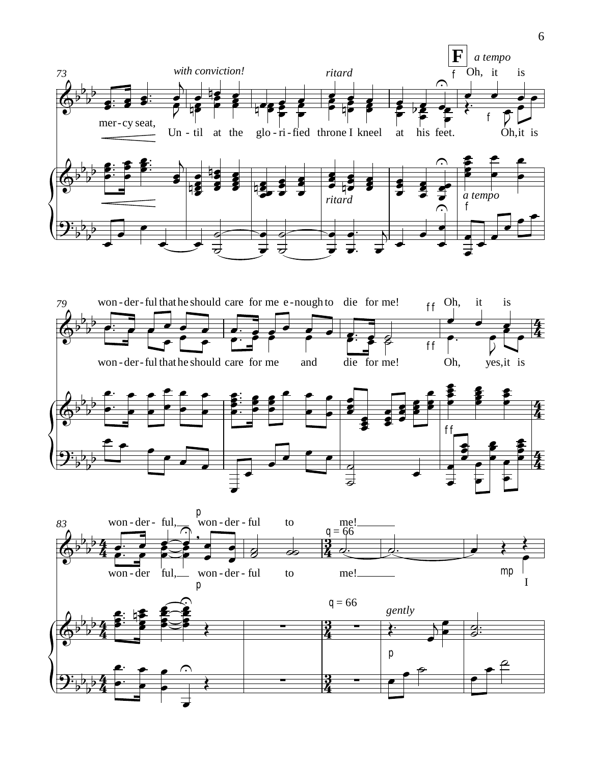F *a tempo*

73 *with conviction!* *ritard*

mer - cy seat, Un - til at the glo - ri - fied throne I kneel at his feet. Oh, it is

Oh, it is

*ritard* *a tempo*

79

won - der - ful that he should care for me e - nough to die for me! Oh, it is

won - der - ful that he should care for me and die for me! Oh, yes, it is

83

won - der - ful, won - der - ful to me!

won - der ful, won - der - ful to me! I

q = 66

*gently*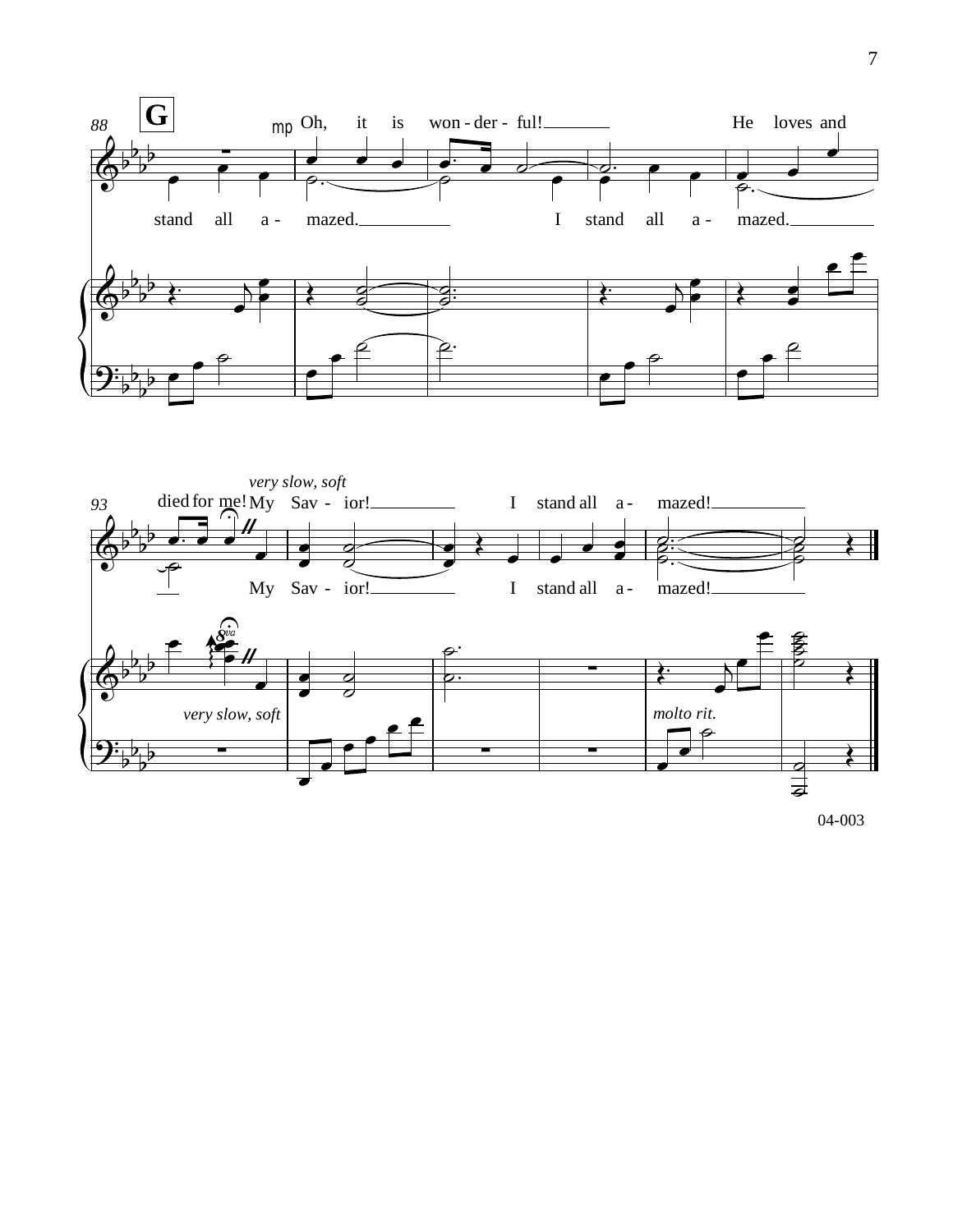**G**

88

*mp*

Oh, it is won - der - ful! He loves and

stand all a - mazed. I stand all a - mazed.

93

*very slow, soft*

died for me! My Sav - ior! I stand all a - mazed!

My Sav - ior! I stand all a - mazed!

*8va*

*very slow, soft*

*molto rit.*